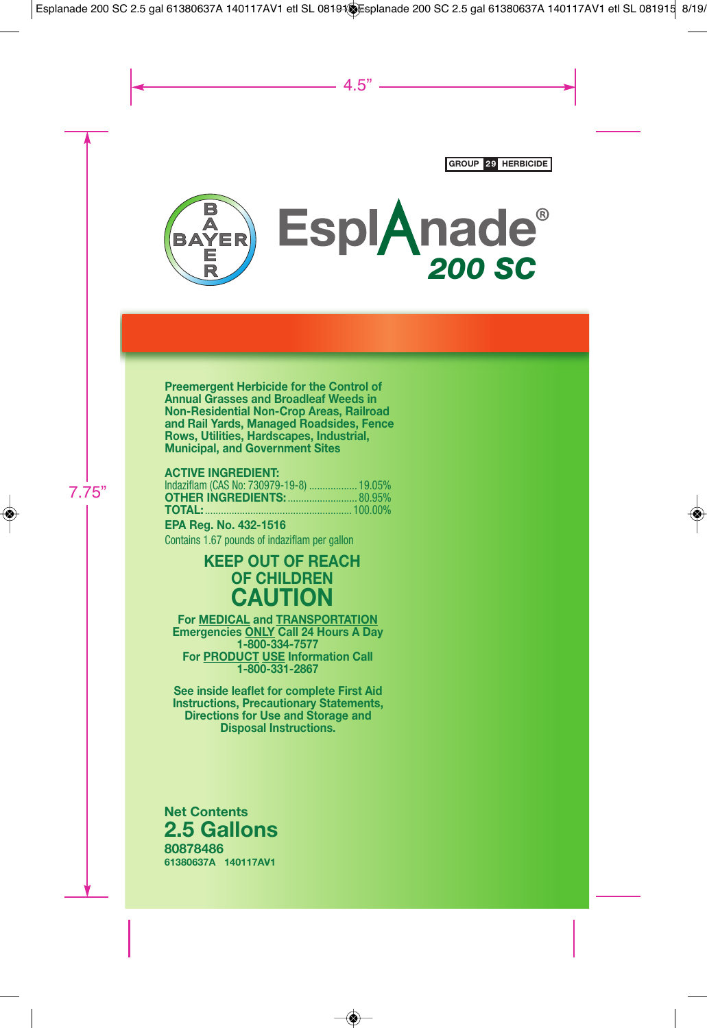GROUP 29 HERBICIDE

BAYER

# Esplanade®
## 200 SC

**Preemergent Herbicide for the Control of Annual Grasses and Broadleaf Weeds in Non-Residential Non-Crop Areas, Railroad and Rail Yards, Managed Roadsides, Fence Rows, Utilities, Hardscapes, Industrial, Municipal, and Government Sites**

| | |
|---|---|
| **ACTIVE INGREDIENT:** | |
| Indaziflam (CAS No: 730979-19-8) | 19.05% |
| **OTHER INGREDIENTS:** | 80.95% |
| **TOTAL:** | 100.00% |

**EPA Reg. No. 432-1516**

Contains 1.67 pounds of indaziflam per gallon

## KEEP OUT OF REACH OF CHILDREN
## CAUTION

**For MEDICAL and TRANSPORTATION Emergencies ONLY Call 24 Hours A Day 1-800-334-7577**
**For PRODUCT USE Information Call 1-800-331-2867**

**See inside leaflet for complete First Aid Instructions, Precautionary Statements, Directions for Use and Storage and Disposal Instructions.**

**Net Contents**
**2.5 Gallons**
**80878486**
**61380637A 140117AV1**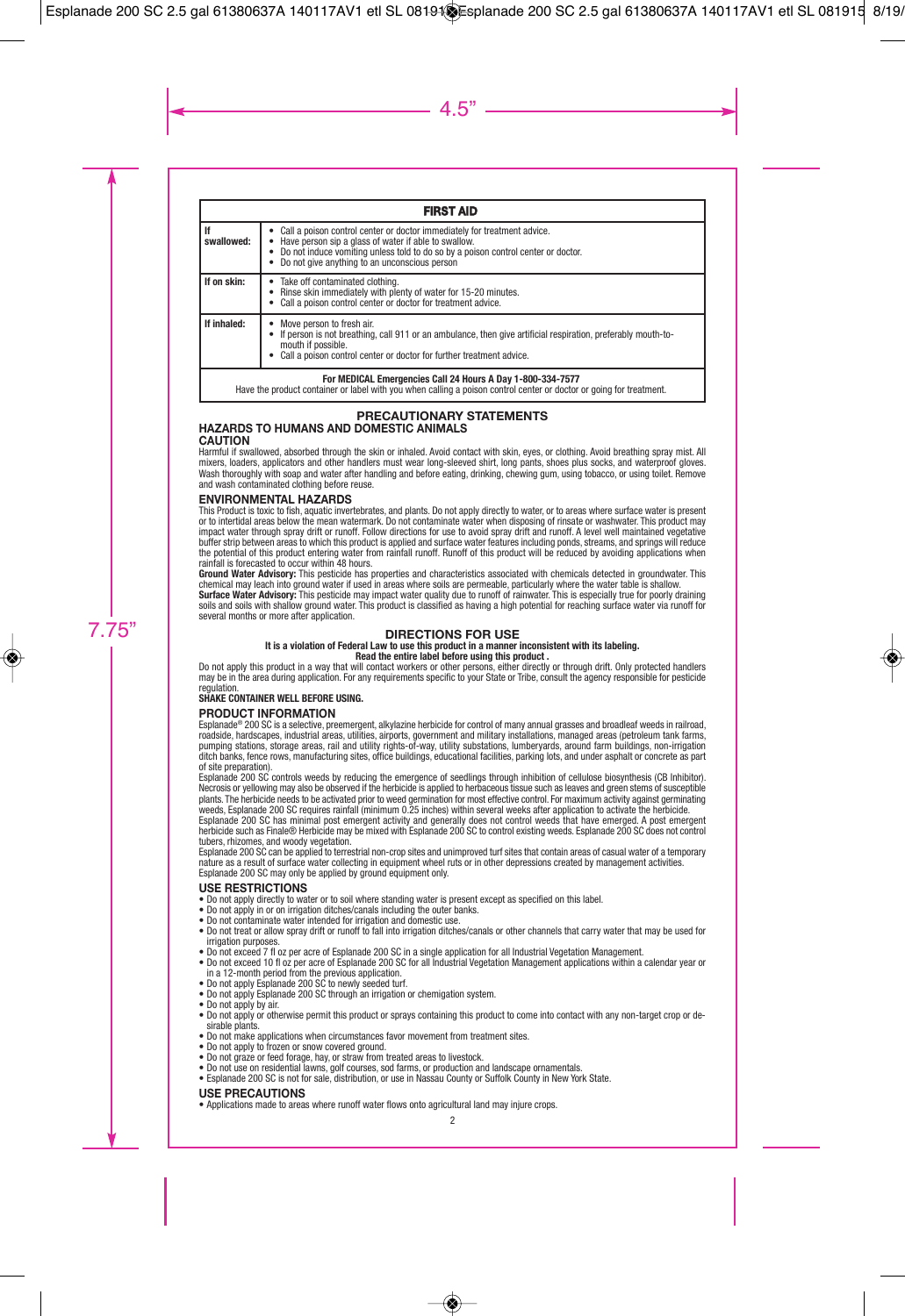| FIRST AID | |
|---|---|
| **If swallowed:** | • Call a poison control center or doctor immediately for treatment advice.<br>• Have person sip a glass of water if able to swallow.<br>• Do not induce vomiting unless told to do so by a poison control center or doctor.<br>• Do not give anything to an unconscious person |
| **If on skin:** | • Take off contaminated clothing.<br>• Rinse skin immediately with plenty of water for 15-20 minutes.<br>• Call a poison control center or doctor for treatment advice. |
| **If inhaled:** | • Move person to fresh air.<br>• If person is not breathing, call 911 or an ambulance, then give artificial respiration, preferably mouth-to-mouth if possible.<br>• Call a poison control center or doctor for further treatment advice. |
| **For MEDICAL Emergencies Call 24 Hours A Day 1-800-334-7577**<br>Have the product container or label with you when calling a poison control center or doctor or going for treatment. | |

## PRECAUTIONARY STATEMENTS

### HAZARDS TO HUMANS AND DOMESTIC ANIMALS

**CAUTION**

Harmful if swallowed, absorbed through the skin or inhaled. Avoid contact with skin, eyes, or clothing. Avoid breathing spray mist. All mixers, loaders, applicators and other handlers must wear long-sleeved shirt, long pants, shoes plus socks, and waterproof gloves. Wash thoroughly with soap and water after handling and before eating, drinking, chewing gum, using tobacco, or using toilet. Remove and wash contaminated clothing before reuse.

### ENVIRONMENTAL HAZARDS

This Product is toxic to fish, aquatic invertebrates, and plants. Do not apply directly to water, or to areas where surface water is present or to intertidal areas below the mean watermark. Do not contaminate water when disposing of rinsate or washwater. This product may impact water through spray drift or runoff. Follow directions for use to avoid spray drift and runoff. A level well maintained vegetative buffer strip between areas to which this product is applied and surface water features including ponds, streams, and springs will reduce the potential of this product entering water from rainfall runoff. Runoff of this product will be reduced by avoiding applications when rainfall is forecasted to occur within 48 hours.

**Ground Water Advisory:** This pesticide has properties and characteristics associated with chemicals detected in groundwater. This chemical may leach into ground water if used in areas where soils are permeable, particularly where the water table is shallow.

**Surface Water Advisory:** This pesticide may impact water quality due to runoff of rainwater. This is especially true for poorly draining soils and soils with shallow ground water. This product is classified as having a high potential for reaching surface water via runoff for several months or more after application.

## DIRECTIONS FOR USE

**It is a violation of Federal Law to use this product in a manner inconsistent with its labeling.**

**Read the entire label before using this product .**

Do not apply this product in a way that will contact workers or other persons, either directly or through drift. Only protected handlers may be in the area during application. For any requirements specific to your State or Tribe, consult the agency responsible for pesticide regulation.

**SHAKE CONTAINER WELL BEFORE USING.**

### PRODUCT INFORMATION

Esplanade® 200 SC is a selective, preemergent, alkylazine herbicide for control of many annual grasses and broadleaf weeds in railroad, roadside, hardscapes, industrial areas, utilities, airports, government and military installations, managed areas (petroleum tank farms, pumping stations, storage areas, rail and utility rights-of-way, utility substations, lumberyards, around farm buildings, non-irrigation ditch banks, fence rows, manufacturing sites, office buildings, educational facilities, parking lots, and under asphalt or concrete as part of site preparation).

Esplanade 200 SC controls weeds by reducing the emergence of seedlings through inhibition of cellulose biosynthesis (CB Inhibitor). Necrosis or yellowing may also be observed if the herbicide is applied to herbaceous tissue such as leaves and green stems of susceptible plants. The herbicide needs to be activated prior to weed germination for most effective control. For maximum activity against germinating weeds, Esplanade 200 SC requires rainfall (minimum 0.25 inches) within several weeks after application to activate the herbicide.

Esplanade 200 SC has minimal post emergent activity and generally does not control weeds that have emerged. A post emergent herbicide such as Finale® Herbicide may be mixed with Esplanade 200 SC to control existing weeds. Esplanade 200 SC does not control tubers, rhizomes, and woody vegetation.

Esplanade 200 SC can be applied to terrestrial non-crop sites and unimproved turf sites that contain areas of casual water of a temporary nature as a result of surface water collecting in equipment wheel ruts or in other depressions created by management activities. Esplanade 200 SC may only be applied by ground equipment only.

### USE RESTRICTIONS

- Do not apply directly to water or to soil where standing water is present except as specified on this label.
- Do not apply in or on irrigation ditches/canals including the outer banks.
- Do not contaminate water intended for irrigation and domestic use.
- Do not treat or allow spray drift or runoff to fall into irrigation ditches/canals or other channels that carry water that may be used for irrigation purposes.
- Do not exceed 7 fl oz per acre of Esplanade 200 SC in a single application for all Industrial Vegetation Management.
- Do not exceed 10 fl oz per acre of Esplanade 200 SC for all Industrial Vegetation Management applications within a calendar year or in a 12-month period from the previous application.
- Do not apply Esplanade 200 SC to newly seeded turf.
- Do not apply Esplanade 200 SC through an irrigation or chemigation system.
- Do not apply by air.
- Do not apply or otherwise permit this product or sprays containing this product to come into contact with any non-target crop or desirable plants.
- Do not make applications when circumstances favor movement from treatment sites.
- Do not apply to frozen or snow covered ground.
- Do not graze or feed forage, hay, or straw from treated areas to livestock.
- Do not use on residential lawns, golf courses, sod farms, or production and landscape ornamentals.
- Esplanade 200 SC is not for sale, distribution, or use in Nassau County or Suffolk County in New York State.

### USE PRECAUTIONS

- Applications made to areas where runoff water flows onto agricultural land may injure crops.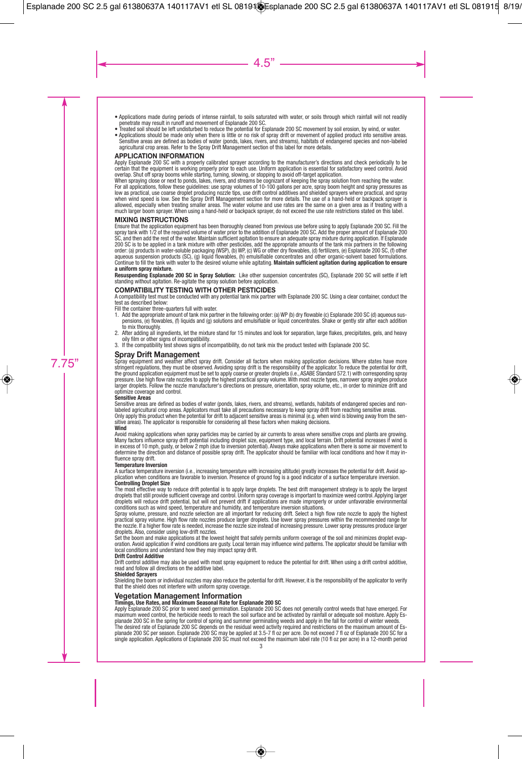- Applications made during periods of intense rainfall, to soils saturated with water, or soils through which rainfall will not readily penetrate may result in runoff and movement of Esplanade 200 SC.
- Treated soil should be left undisturbed to reduce the potential for Esplanade 200 SC movement by soil erosion, by wind, or water.
- Applications should be made only when there is little or no risk of spray drift or movement of applied product into sensitive areas. Sensitive areas are defined as bodies of water (ponds, lakes, rivers, and streams), habitats of endangered species and non-labeled agricultural crop areas. Refer to the Spray Drift Management section of this label for more details.

## APPLICATION INFORMATION

Apply Esplanade 200 SC with a properly calibrated sprayer according to the manufacturer's directions and check periodically to be certain that the equipment is working properly prior to each use. Uniform application is essential for satisfactory weed control. Avoid overlap. Shut off spray booms while starting, turning, slowing, or stopping to avoid off-target application.

When spraying close or next to ponds, lakes, rivers, and streams be cognizant of keeping the spray solution from reaching the water. For all applications, follow these guidelines: use spray volumes of 10-100 gallons per acre, spray boom height and spray pressures as low as practical, use coarse droplet producing nozzle tips, use drift control additives and shielded sprayers where practical, and spray when wind speed is low. See the Spray Drift Management section for more details. The use of a hand-held or backpack sprayer is allowed, especially when treating smaller areas. The water volume and use rates are the same on a given area as if treating with a much larger boom sprayer. When using a hand-held or backpack sprayer, do not exceed the use rate restrictions stated on this label.

## MIXING INSTRUCTIONS

Ensure that the application equipment has been thoroughly cleaned from previous use before using to apply Esplanade 200 SC. Fill the spray tank with 1/2 of the required volume of water prior to the addition of Esplanade 200 SC. Add the proper amount of Esplanade 200 SC, and then add the rest of the water. Maintain sufficient agitation to ensure an adequate spray mixture during application. If Esplanade 200 SC is to be applied in a tank mixture with other pesticides, add the appropriate amounts of the tank mix partners in the following order: (a) products in water-soluble packaging (WSP), (b) WP, (c) WG or other dry flowables, (d) fertilizers, (e) Esplanade 200 SC, (f) other aqueous suspension products (SC), (g) liquid flowables, (h) emulsifiable concentrates and other organic-solvent based formulations. Continue to fill the tank with water to the desired volume while agitating. **Maintain sufficient agitation during application to ensure a uniform spray mixture.**

**Resuspending Esplanade 200 SC in Spray Solution:** Like other suspension concentrates (SC), Esplanade 200 SC will settle if left standing without agitation. Re-agitate the spray solution before application.

## COMPATIBILITY TESTING WITH OTHER PESTICIDES

A compatibility test must be conducted with any potential tank mix partner with Esplanade 200 SC. Using a clear container, conduct the test as described below:

Fill the container three-quarters full with water.

1. Add the appropriate amount of tank mix partner in the following order: (a) WP (b) dry flowable (c) Esplanade 200 SC (d) aqueous suspensions, (e) flowables, (f) liquids and (g) solutions and emulsifiable or liquid concentrates. Shake or gently stir after each addition to mix thoroughly.
2. After adding all ingredients, let the mixture stand for 15 minutes and look for separation, large flakes, precipitates, gels, and heavy oily film or other signs of incompatibility.
3. If the compatibility test shows signs of incompatibility, do not tank mix the product tested with Esplanade 200 SC.

## Spray Drift Management

Spray equipment and weather affect spray drift. Consider all factors when making application decisions. Where states have more stringent regulations, they must be observed. Avoiding spray drift is the responsibility of the applicator. To reduce the potential for drift, the ground application equipment must be set to apply coarse or greater droplets (i.e., ASABE Standard 572.1) with corresponding spray pressure. Use high flow rate nozzles to apply the highest practical spray volume. With most nozzle types, narrower spray angles produce larger droplets. Follow the nozzle manufacturer's directions on pressure, orientation, spray volume, etc., in order to minimize drift and optimize coverage and control.

**Sensitive Areas**

Sensitive areas are defined as bodies of water (ponds, lakes, rivers, and streams), wetlands, habitats of endangered species and non-labeled agricultural crop areas. Applicators must take all precautions necessary to keep spray drift from reaching sensitive areas.

Only apply this product when the potential for drift to adjacent sensitive areas is minimal (e.g. when wind is blowing away from the sensitive areas). The applicator is responsible for considering all these factors when making decisions.

**Wind**

Avoid making applications when spray particles may be carried by air currents to areas where sensitive crops and plants are growing. Many factors influence spray drift potential including droplet size, equipment type, and local terrain. Drift potential increases if wind is in excess of 10 mph, gusty, or below 2 mph (due to inversion potential). Always make applications when there is some air movement to determine the direction and distance of possible spray drift. The applicator should be familiar with local conditions and how it may influence spray drift.

**Temperature Inversion**

A surface temperature inversion (i.e., increasing temperature with increasing altitude) greatly increases the potential for drift. Avoid application when conditions are favorable to inversion. Presence of ground fog is a good indicator of a surface temperature inversion.

**Controlling Droplet Size**

The most effective way to reduce drift potential is to apply large droplets. The best drift management strategy is to apply the largest droplets that still provide sufficient coverage and control. Uniform spray coverage is important to maximize weed control. Applying larger droplets will reduce drift potential, but will not prevent drift if applications are made improperly or under unfavorable environmental conditions such as wind speed, temperature and humidity, and temperature inversion situations.

Spray volume, pressure, and nozzle selection are all important for reducing drift. Select a high flow rate nozzle to apply the highest practical spray volume. High flow rate nozzles produce larger droplets. Use lower spray pressures within the recommended range for the nozzle. If a higher flow rate is needed, increase the nozzle size instead of increasing pressure. Lower spray pressures produce larger droplets. Also, consider using low-drift nozzles.

Set the boom and make applications at the lowest height that safely permits uniform coverage of the soil and minimizes droplet evaporation. Avoid application if wind conditions are gusty. Local terrain may influence wind patterns. The applicator should be familiar with local conditions and understand how they may impact spray drift.

**Drift Control Additive**

Drift control additive may also be used with most spray equipment to reduce the potential for drift. When using a drift control additive, read and follow all directions on the additive label.

**Shielded Sprayers**

Shielding the boom or individual nozzles may also reduce the potential for drift. However, it is the responsibility of the applicator to verify that the shield does not interfere with uniform spray coverage.

## Vegetation Management Information

**Timings, Use Rates, and Maximum Seasonal Rate for Esplanade 200 SC**

Apply Esplanade 200 SC prior to weed seed germination. Esplanade 200 SC does not generally control weeds that have emerged. For maximum weed control, the herbicide needs to reach the soil surface and be activated by rainfall or adequate soil moisture. Apply Esplanade 200 SC in the spring for control of spring and summer germinating weeds and apply in the fall for control of winter weeds.

The desired rate of Esplanade 200 SC depends on the residual weed activity required and restrictions on the maximum amount of Esplanade 200 SC per season. Esplanade 200 SC may be applied at 3.5-7 fl oz per acre. Do not exceed 7 fl oz of Esplanade 200 SC for a single application. Applications of Esplanade 200 SC must not exceed the maximum label rate (10 fl oz per acre) in a 12-month period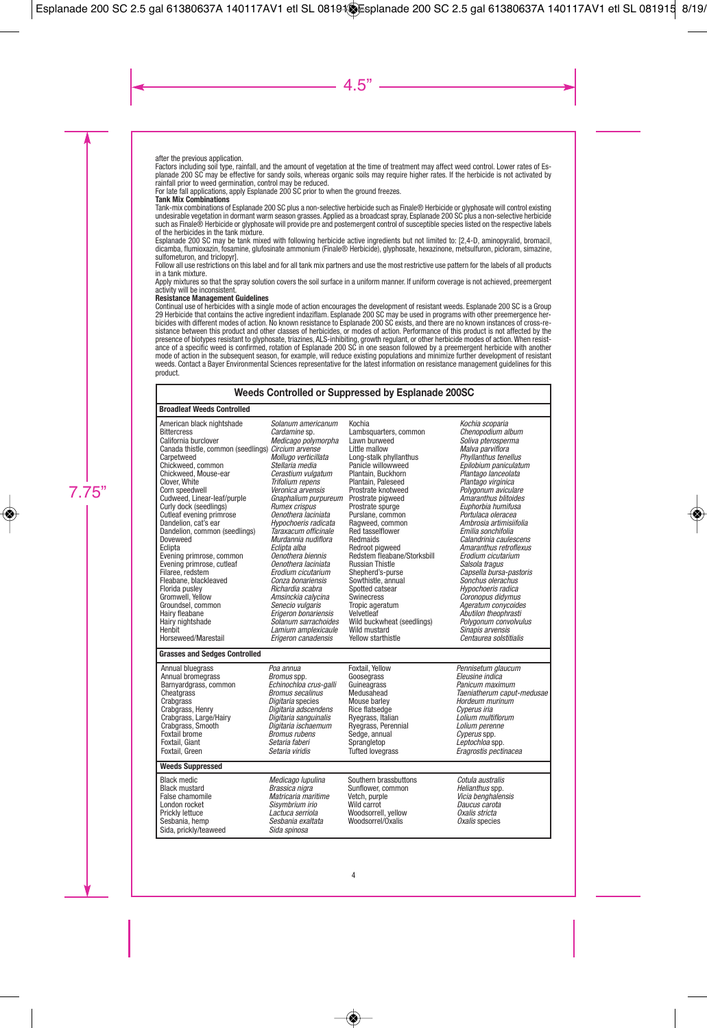after the previous application.

Factors including soil type, rainfall, and the amount of vegetation at the time of treatment may affect weed control. Lower rates of Esplanade 200 SC may be effective for sandy soils, whereas organic soils may require higher rates. If the herbicide is not activated by rainfall prior to weed germination, control may be reduced.

For late fall applications, apply Esplanade 200 SC prior to when the ground freezes.

**Tank Mix Combinations**

Tank-mix combinations of Esplanade 200 SC plus a non-selective herbicide such as Finale® Herbicide or glyphosate will control existing undesirable vegetation in dormant warm season grasses. Applied as a broadcast spray, Esplanade 200 SC plus a non-selective herbicide such as Finale® Herbicide or glyphosate will provide pre and postemergent control of susceptible species listed on the respective labels of the herbicides in the tank mixture.

Esplanade 200 SC may be tank mixed with following herbicide active ingredients but not limited to: [2,4-D, aminopyralid, bromacil, dicamba, flumioxazin, fosamine, glufosinate ammonium (Finale® Herbicide), glyphosate, hexazinone, metsulfuron, picloram, simazine, sulfometuron, and triclopyr].

Follow all use restrictions on this label and for all tank mix partners and use the most restrictive use pattern for the labels of all products in a tank mixture.

Apply mixtures so that the spray solution covers the soil surface in a uniform manner. If uniform coverage is not achieved, preemergent activity will be inconsistent.

**Resistance Management Guidelines**

Continual use of herbicides with a single mode of action encourages the development of resistant weeds. Esplanade 200 SC is a Group 29 Herbicide that contains the active ingredient indaziflam. Esplanade 200 SC may be used in programs with other preemergence herbicides with different modes of action. No known resistance to Esplanade 200 SC exists, and there are no known instances of cross-resistance between this product and other classes of herbicides, or modes of action. Performance of this product is not affected by the presence of biotypes resistant to glyphosate, triazines, ALS-inhibiting, growth regulant, or other herbicide modes of action. When resistance of a specific weed is confirmed, rotation of Esplanade 200 SC in one season followed by a preemergent herbicide with another mode of action in the subsequent season, for example, will reduce existing populations and minimize further development of resistant weeds. Contact a Bayer Environmental Sciences representative for the latest information on resistance management guidelines for this product.

**Weeds Controlled or Suppressed by Esplanade 200SC**

**Broadleaf Weeds Controlled**

| Common Name | Scientific Name | Common Name | Scientific Name |
|---|---|---|---|
| American black nightshade | *Solanum americanum* | Kochia | *Kochia scoparia* |
| Bittercress | *Cardamine* sp. | Lambsquarters, common | *Chenopodium album* |
| California burclover | *Medicago polymorpha* | Lawn burweed | *Soliva pterosperma* |
| Canada thistle, common (seedlings) | *Circium arvense* | Little mallow | *Malva parviflora* |
| Carpetweed | *Mollugo verticillata* | Long-stalk phyllanthus | *Phyllanthus tenellus* |
| Chickweed, common | *Stellaria media* | Panicle willowweed | *Epilobium paniculatum* |
| Chickweed, Mouse-ear | *Cerastium vulgatum* | Plantain, Buckhorn | *Plantago lanceolata* |
| Clover, White | *Trifolium repens* | Plantain, Paleseed | *Plantago virginica* |
| Corn speedwell | *Veronica arvensis* | Prostrate knotweed | *Polygonum aviculare* |
| Cudweed, Linear-leaf/purple | *Gnaphalium purpureum* | Prostrate pigweed | *Amaranthus blitoides* |
| Curly dock (seedlings) | *Rumex crispus* | Prostrate spurge | *Euphorbia humifusa* |
| Cutleaf evening primrose | *Oenothera laciniata* | Purslane, common | *Portulaca oleracea* |
| Dandelion, cat's ear | *Hypochoeris radicata* | Ragweed, common | *Ambrosia artimisiifolia* |
| Dandelion, common (seedlings) | *Taraxacum officinale* | Red tasselflower | *Emilia sonchifolia* |
| Doveweed | *Murdannia nudiflora* | Redmaids | *Calandrinia caulescens* |
| Eclipta | *Eclipta alba* | Redroot pigweed | *Amaranthus retroflexus* |
| Evening primrose, common | *Oenothera biennis* | Redstem fleabane/Storksbill | *Erodium cicutarium* |
| Evening primrose, cutleaf | *Oenothera laciniata* | Russian Thistle | *Salsola tragus* |
| Filaree, redstem | *Erodium cicutarium* | Shepherd's-purse | *Capsella bursa-pastoris* |
| Fleabane, blackleaved | *Conza bonariensis* | Sowthistle, annual | *Sonchus olerachus* |
| Florida pusley | *Richardia scabra* | Spotted catsear | *Hypochoeris radica* |
| Gromwell, Yellow | *Amsinckia calycina* | Swinecress | *Coronopus didymus* |
| Groundsel, common | *Senecio vulgaris* | Tropic ageratum | *Ageratum conycoides* |
| Hairy fleabane | *Erigeron bonariensis* | Velvetleaf | *Abutilon theophrasti* |
| Hairy nightshade | *Solanum sarrachoides* | Wild buckwheat (seedlings) | *Polygonum convolvulus* |
| Henbit | *Lamium amplexicaule* | Wild mustard | *Sinapis arvensis* |
| Horseweed/Marestail | *Erigeron canadensis* | Yellow starthistle | *Centaurea solstitialis* |

**Grasses and Sedges Controlled**

| Common Name | Scientific Name | Common Name | Scientific Name |
|---|---|---|---|
| Annual bluegrass | *Poa annua* | Foxtail, Yellow | *Pennisetum glaucum* |
| Annual bromegrass | *Bromus* spp. | Goosegrass | *Eleusine indica* |
| Barnyardgrass, common | *Echinochloa crus-galli* | Guineagrass | *Panicum maximum* |
| Cheatgrass | *Bromus secalinus* | Medusahead | *Taeniatherum caput-medusae* |
| Crabgrass | *Digitaria* species | Mouse barley | *Hordeum murinum* |
| Crabgrass, Henry | *Digitaria adscendens* | Rice flatsedge | *Cyperus iria* |
| Crabgrass, Large/Hairy | *Digitaria sanguinalis* | Ryegrass, Italian | *Lolium multiflorum* |
| Crabgrass, Smooth | *Digitaria ischaemum* | Ryegrass, Perennial | *Lolium perenne* |
| Foxtail brome | *Bromus rubens* | Sedge, annual | *Cyperus* spp. |
| Foxtail, Giant | *Setaria faberi* | Sprangletop | *Leptochloa* spp. |
| Foxtail, Green | *Setaria viridis* | Tufted lovegrass | *Eragrostis pectinacea* |

**Weeds Suppressed**

| Common Name | Scientific Name | Common Name | Scientific Name |
|---|---|---|---|
| Black medic | *Medicago lupulina* | Southern brassbuttons | *Cotula australis* |
| Black mustard | *Brassica nigra* | Sunflower, common | *Helianthus* spp. |
| False chamomile | *Matricaria maritime* | Vetch, purple | *Vicia benghalensis* |
| London rocket | *Sisymbrium irio* | Wild carrot | *Daucus carota* |
| Prickly lettuce | *Lactuca serriola* | Woodsorrell, yellow | *Oxalis stricta* |
| Sesbania, hemp | *Sesbania exaltata* | Woodsorrel/Oxalis | *Oxalis* species |
| Sida, prickly/teaweed | *Sida spinosa* | | |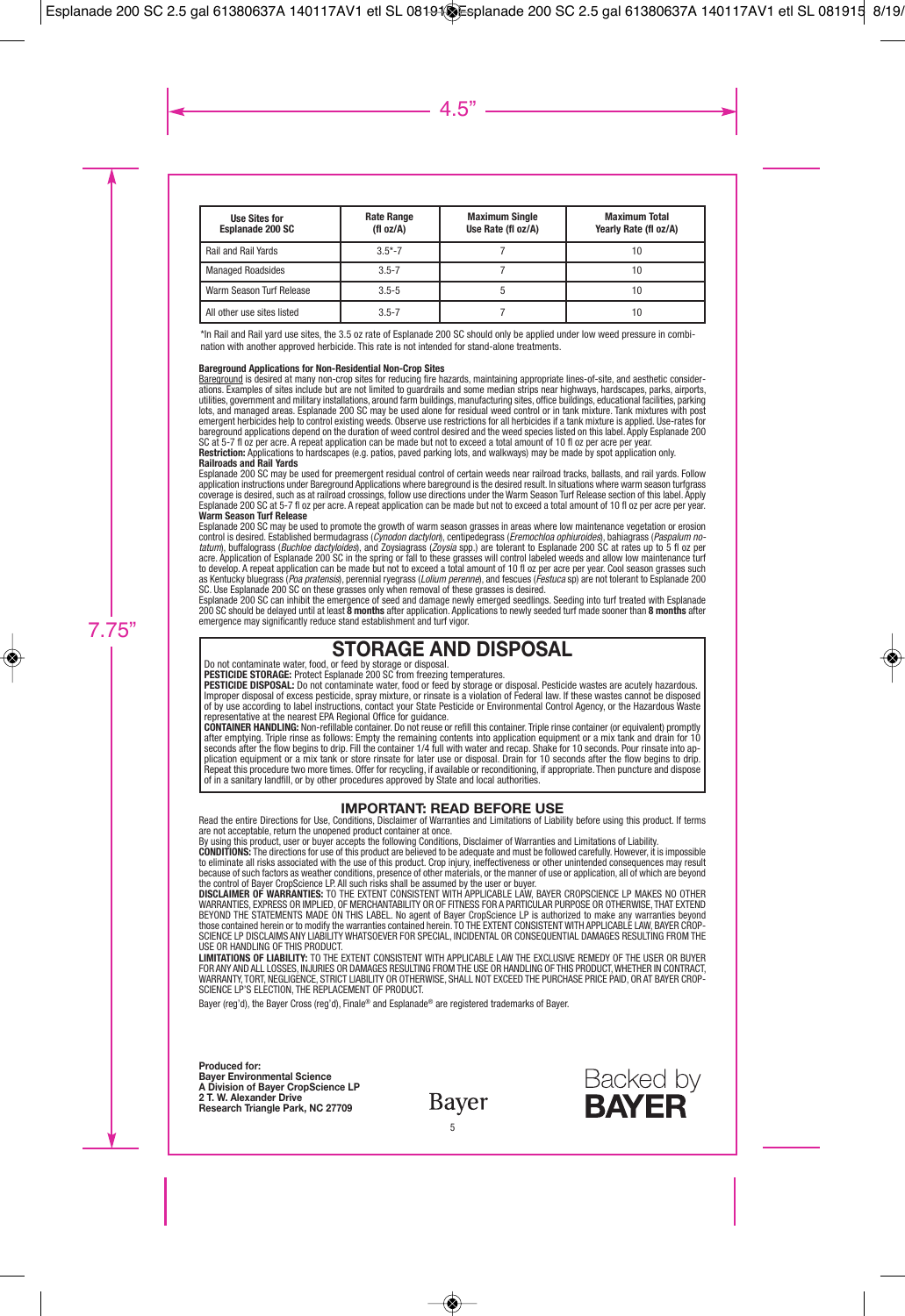| Use Sites for Esplanade 200 SC | Rate Range (fl oz/A) | Maximum Single Use Rate (fl oz/A) | Maximum Total Yearly Rate (fl oz/A) |
|---|---|---|---|
| Rail and Rail Yards | 3.5*-7 | 7 | 10 |
| Managed Roadsides | 3.5-7 | 7 | 10 |
| Warm Season Turf Release | 3.5-5 | 5 | 10 |
| All other use sites listed | 3.5-7 | 7 | 10 |

*In Rail and Rail yard use sites, the 3.5 oz rate of Esplanade 200 SC should only be applied under low weed pressure in combination with another approved herbicide. This rate is not intended for stand-alone treatments.

**Bareground Applications for Non-Residential Non-Crop Sites**

Bareground is desired at many non-crop sites for reducing fire hazards, maintaining appropriate lines-of-site, and aesthetic considerations. Examples of sites include but are not limited to guardrails and some median strips near highways, hardscapes, parks, airports, utilities, government and military installations, around farm buildings, manufacturing sites, office buildings, educational facilities, parking lots, and managed areas. Esplanade 200 SC may be used alone for residual weed control or in tank mixture. Tank mixtures with post emergent herbicides help to control existing weeds. Observe use restrictions for all herbicides if a tank mixture is applied. Use-rates for bareground applications depend on the duration of weed control desired and the weed species listed on this label. Apply Esplanade 200 SC at 5-7 fl oz per acre. A repeat application can be made but not to exceed a total amount of 10 fl oz per acre per year.

**Restriction:** Applications to hardscapes (e.g. patios, paved parking lots, and walkways) may be made by spot application only.

**Railroads and Rail Yards**

Esplanade 200 SC may be used for preemergent residual control of certain weeds near railroad tracks, ballasts, and rail yards. Follow application instructions under Bareground Applications where bareground is the desired result. In situations where warm season turfgrass coverage is desired, such as at railroad crossings, follow use directions under the Warm Season Turf Release section of this label. Apply Esplanade 200 SC at 5-7 fl oz per acre. A repeat application can be made but not to exceed a total amount of 10 fl oz per acre per year.

**Warm Season Turf Release**

Esplanade 200 SC may be used to promote the growth of warm season grasses in areas where low maintenance vegetation or erosion control is desired. Established bermudagrass (*Cynodon dactylon*), centipedegrass (*Eremochloa ophiuroides*), bahiagrass (*Paspalum notatum*), buffalograss (*Buchloe dactyloides*), and Zoysiagrass (*Zoysia* spp.) are tolerant to Esplanade 200 SC at rates up to 5 fl oz per acre. Application of Esplanade 200 SC in the spring or fall to these grasses will control labeled weeds and allow low maintenance turf to develop. A repeat application can be made but not to exceed a total amount of 10 fl oz per acre per year. Cool season grasses such as Kentucky bluegrass (*Poa pratensis*), perennial ryegrass (*Lolium perenne*), and fescues (*Festuca* sp) are not tolerant to Esplanade 200 SC. Use Esplanade 200 SC on these grasses only when removal of these grasses is desired.

Esplanade 200 SC can inhibit the emergence of seed and damage newly emerged seedlings. Seeding into turf treated with Esplanade 200 SC should be delayed until at least **8 months** after application. Applications to newly seeded turf made sooner than **8 months** after emergence may significantly reduce stand establishment and turf vigor.

## STORAGE AND DISPOSAL

Do not contaminate water, food, or feed by storage or disposal.

**PESTICIDE STORAGE:** Protect Esplanade 200 SC from freezing temperatures.

**PESTICIDE DISPOSAL:** Do not contaminate water, food or feed by storage or disposal. Pesticide wastes are acutely hazardous. Improper disposal of excess pesticide, spray mixture, or rinsate is a violation of Federal law. If these wastes cannot be disposed of by use according to label instructions, contact your State Pesticide or Environmental Control Agency, or the Hazardous Waste representative at the nearest EPA Regional Office for guidance.

**CONTAINER HANDLING:** Non-refillable container. Do not reuse or refill this container. Triple rinse container (or equivalent) promptly after emptying. Triple rinse as follows: Empty the remaining contents into application equipment or a mix tank and drain for 10 seconds after the flow begins to drip. Fill the container 1/4 full with water and recap. Shake for 10 seconds. Pour rinsate into application equipment or a mix tank or store rinsate for later use or disposal. Drain for 10 seconds after the flow begins to drip. Repeat this procedure two more times. Offer for recycling, if available or reconditioning, if appropriate. Then puncture and dispose of in a sanitary landfill, or by other procedures approved by State and local authorities.

## IMPORTANT: READ BEFORE USE

Read the entire Directions for Use, Conditions, Disclaimer of Warranties and Limitations of Liability before using this product. If terms are not acceptable, return the unopened product container at once.

By using this product, user or buyer accepts the following Conditions, Disclaimer of Warranties and Limitations of Liability.

**CONDITIONS:** The directions for use of this product are believed to be adequate and must be followed carefully. However, it is impossible to eliminate all risks associated with the use of this product. Crop injury, ineffectiveness or other unintended consequences may result because of such factors as weather conditions, presence of other materials, or the manner of use or application, all of which are beyond the control of Bayer CropScience LP. All such risks shall be assumed by the user or buyer.

**DISCLAIMER OF WARRANTIES:** TO THE EXTENT CONSISTENT WITH APPLICABLE LAW, BAYER CROPSCIENCE LP MAKES NO OTHER WARRANTIES, EXPRESS OR IMPLIED, OF MERCHANTABILITY OR OF FITNESS FOR A PARTICULAR PURPOSE OR OTHERWISE, THAT EXTEND BEYOND THE STATEMENTS MADE ON THIS LABEL. No agent of Bayer CropScience LP is authorized to make any warranties beyond those contained herein or to modify the warranties contained herein. TO THE EXTENT CONSISTENT WITH APPLICABLE LAW, BAYER CROPSCIENCE LP DISCLAIMS ANY LIABILITY WHATSOEVER FOR SPECIAL, INCIDENTAL OR CONSEQUENTIAL DAMAGES RESULTING FROM THE USE OR HANDLING OF THIS PRODUCT.

**LIMITATIONS OF LIABILITY:** TO THE EXTENT CONSISTENT WITH APPLICABLE LAW THE EXCLUSIVE REMEDY OF THE USER OR BUYER FOR ANY AND ALL LOSSES, INJURIES OR DAMAGES RESULTING FROM THE USE OR HANDLING OF THIS PRODUCT, WHETHER IN CONTRACT, WARRANTY, TORT, NEGLIGENCE, STRICT LIABILITY OR OTHERWISE, SHALL NOT EXCEED THE PURCHASE PRICE PAID, OR AT BAYER CROPSCIENCE LP'S ELECTION, THE REPLACEMENT OF PRODUCT.

Bayer (reg'd), the Bayer Cross (reg'd), Finale® and Esplanade® are registered trademarks of Bayer.

**Produced for:**
**Bayer Environmental Science**
**A Division of Bayer CropScience LP**
**2 T. W. Alexander Drive**
**Research Triangle Park, NC 27709**

Bayer

Backed by **BAYER**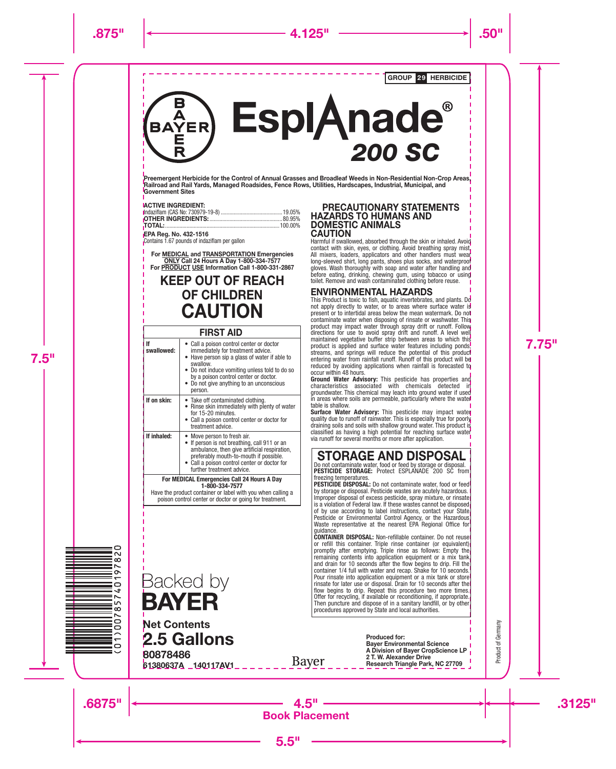GROUP 29 HERBICIDE

BAYER

# EsplAnade® 200 SC

**Preemergent Herbicide for the Control of Annual Grasses and Broadleaf Weeds in Non-Residential Non-Crop Areas, Railroad and Rail Yards, Managed Roadsides, Fence Rows, Utilities, Hardscapes, Industrial, Municipal, and Government Sites**

**ACTIVE INGREDIENT:**
Indaziflam (CAS No: 730979-19-8) .......... 19.05%
**OTHER INGREDIENTS:** .......... 80.95%
**TOTAL:** .......... 100.00%

**EPA Reg. No. 432-1516**
Contains 1.67 pounds of indaziflam per gallon

**For MEDICAL and TRANSPORTATION Emergencies ONLY Call 24 Hours A Day 1-800-334-7577**
**For PRODUCT USE Information Call 1-800-331-2867**

## KEEP OUT OF REACH OF CHILDREN
## CAUTION

### FIRST AID

| | |
|---|---|
| **If swallowed:** | • Call a poison control center or doctor immediately for treatment advice.<br>• Have person sip a glass of water if able to swallow.<br>• Do not induce vomiting unless told to do so by a poison control center or doctor.<br>• Do not give anything to an unconscious person. |
| **If on skin:** | • Take off contaminated clothing.<br>• Rinse skin immediately with plenty of water for 15-20 minutes.<br>• Call a poison control center or doctor for treatment advice. |
| **If inhaled:** | • Move person to fresh air.<br>• If person is not breathing, call 911 or an ambulance, then give artificial respiration, preferably mouth-to-mouth if possible.<br>• Call a poison control center or doctor for further treatment advice. |
| **For MEDICAL Emergencies Call 24 Hours A Day 1-800-334-7577**<br>Have the product container or label with you when calling a poison control center or doctor or going for treatment. | |

## PRECAUTIONARY STATEMENTS
### HAZARDS TO HUMANS AND DOMESTIC ANIMALS
### CAUTION

Harmful if swallowed, absorbed through the skin or inhaled. Avoid contact with skin, eyes, or clothing. Avoid breathing spray mist. All mixers, loaders, applicators and other handlers must wear long-sleeved shirt, long pants, shoes plus socks, and waterproof gloves. Wash thoroughly with soap and water after handling and before eating, drinking, chewing gum, using tobacco or using toilet. Remove and wash contaminated clothing before reuse.

### ENVIRONMENTAL HAZARDS

This Product is toxic to fish, aquatic invertebrates, and plants. Do not apply directly to water, or to areas where surface water is present or to intertidal areas below the mean watermark. Do not contaminate water when disposing of rinsate or washwater. This product may impact water through spray drift or runoff. Follow directions for use to avoid spray drift and runoff. A level well maintained vegetative buffer strip between areas to which this product is applied and surface water features including ponds, streams, and springs will reduce the potential of this product entering water from rainfall runoff. Runoff of this product will be reduced by avoiding applications when rainfall is forecasted to occur within 48 hours.

**Ground Water Advisory:** This pesticide has properties and characteristics associated with chemicals detected in groundwater. This chemical may leach into ground water if used in areas where soils are permeable, particularly where the water table is shallow.

**Surface Water Advisory:** This pesticide may impact water quality due to runoff of rainwater. This is especially true for poorly draining soils and soils with shallow ground water. This product is classified as having a high potential for reaching surface water via runoff for several months or more after application.

## STORAGE AND DISPOSAL

Do not contaminate water, food or feed by storage or disposal.

**PESTICIDE STORAGE:** Protect ESPLANADE 200 SC from freezing temperatures.

**PESTICIDE DISPOSAL:** Do not contaminate water, food or feed by storage or disposal. Pesticide wastes are acutely hazardous. Improper disposal of excess pesticide, spray mixture, or rinsate is a violation of Federal law. If these wastes cannot be disposed of by use according to label instructions, contact your State Pesticide or Environmental Control Agency, or the Hazardous Waste representative at the nearest EPA Regional Office for guidance.

**CONTAINER DISPOSAL:** Non-refillable container. Do not reuse or refill this container. Triple rinse container (or equivalent) promptly after emptying. Triple rinse as follows: Empty the remaining contents into application equipment or a mix tank and drain for 10 seconds after the flow begins to drip. Fill the container 1/4 full with water and recap. Shake for 10 seconds. Pour rinsate into application equipment or a mix tank or store rinsate for later use or disposal. Drain for 10 seconds after the flow begins to drip. Repeat this procedure two more times. Offer for recycling, if available or reconditioning, if appropriate. Then puncture and dispose of in a sanitary landfill, or by other procedures approved by State and local authorities.

Backed by **BAYER**

**Net Contents**
**2.5 Gallons**

**80878486**
61380637A 140117AV1

(01)00785740197820

Bayer

**Produced for:**
**Bayer Environmental Science**
**A Division of Bayer CropScience LP**
**2 T. W. Alexander Drive**
**Research Triangle Park, NC 27709**

Product of Germany